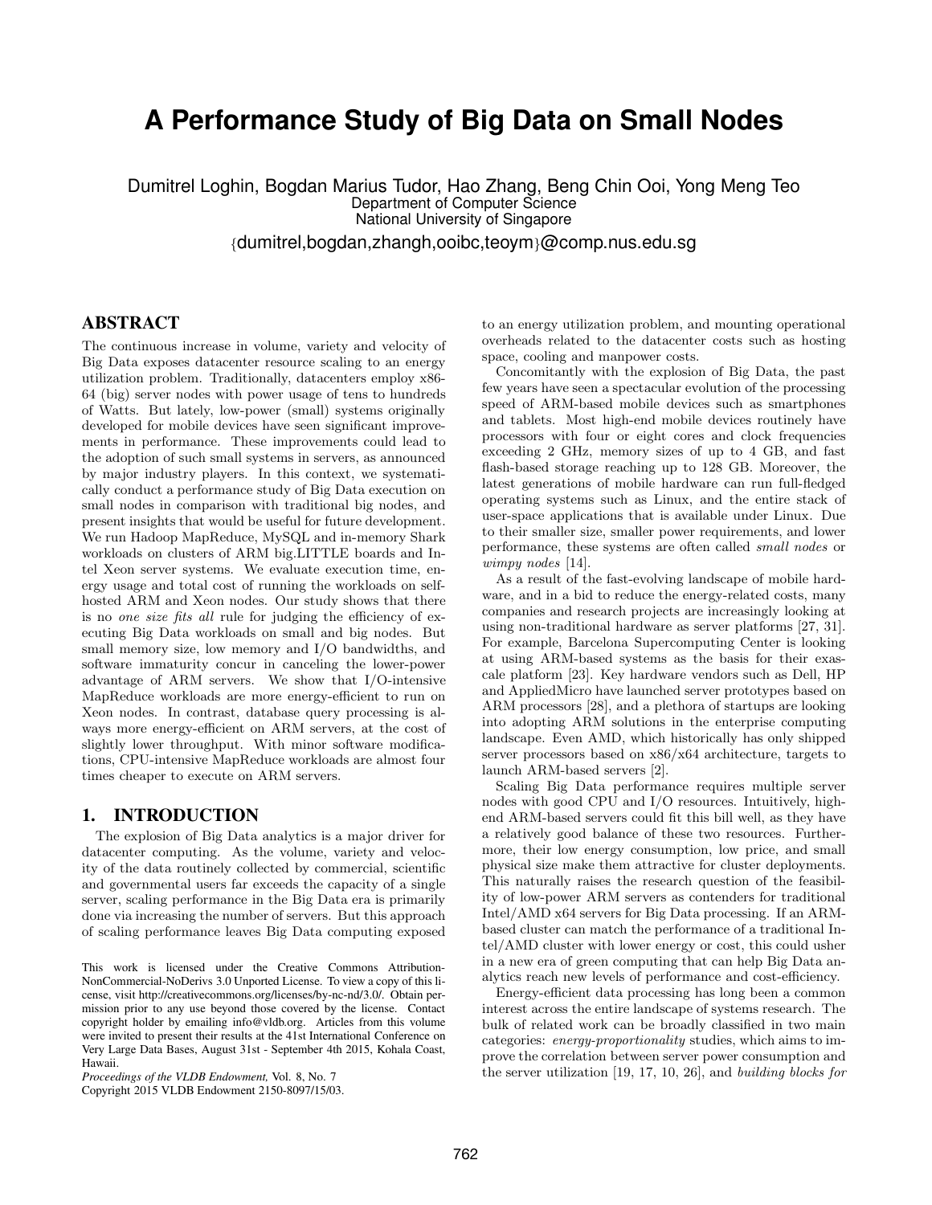# A Performance Study of Big Data on Small Nodes

Dumitrel Loghin, Bogdan Marius Tudor, Hao Zhang, Beng Chin Ooi, Yong Meng Teo
Department of Computer Science
National University of Singapore
{dumitrel,bogdan,zhangh,ooibc,teoym}@comp.nus.edu.sg

## ABSTRACT

The continuous increase in volume, variety and velocity of Big Data exposes datacenter resource scaling to an energy utilization problem. Traditionally, datacenters employ x86-64 (big) server nodes with power usage of tens to hundreds of Watts. But lately, low-power (small) systems originally developed for mobile devices have seen significant improvements in performance. These improvements could lead to the adoption of such small systems in servers, as announced by major industry players. In this context, we systematically conduct a performance study of Big Data execution on small nodes in comparison with traditional big nodes, and present insights that would be useful for future development. We run Hadoop MapReduce, MySQL and in-memory Shark workloads on clusters of ARM big.LITTLE boards and Intel Xeon server systems. We evaluate execution time, energy usage and total cost of running the workloads on self-hosted ARM and Xeon nodes. Our study shows that there is no *one size fits all* rule for judging the efficiency of executing Big Data workloads on small and big nodes. But small memory size, low memory and I/O bandwidths, and software immaturity concur in canceling the lower-power advantage of ARM servers. We show that I/O-intensive MapReduce workloads are more energy-efficient to run on Xeon nodes. In contrast, database query processing is always more energy-efficient on ARM servers, at the cost of slightly lower throughput. With minor software modifications, CPU-intensive MapReduce workloads are almost four times cheaper to execute on ARM servers.

## 1. INTRODUCTION

The explosion of Big Data analytics is a major driver for datacenter computing. As the volume, variety and velocity of the data routinely collected by commercial, scientific and governmental users far exceeds the capacity of a single server, scaling performance in the Big Data era is primarily done via increasing the number of servers. But this approach of scaling performance leaves Big Data computing exposed to an energy utilization problem, and mounting operational overheads related to the datacenter costs such as hosting space, cooling and manpower costs.

Concomitantly with the explosion of Big Data, the past few years have seen a spectacular evolution of the processing speed of ARM-based mobile devices such as smartphones and tablets. Most high-end mobile devices routinely have processors with four or eight cores and clock frequencies exceeding 2 GHz, memory sizes of up to 4 GB, and fast flash-based storage reaching up to 128 GB. Moreover, the latest generations of mobile hardware can run full-fledged operating systems such as Linux, and the entire stack of user-space applications that is available under Linux. Due to their smaller size, smaller power requirements, and lower performance, these systems are often called *small nodes* or *wimpy nodes* [14].

As a result of the fast-evolving landscape of mobile hardware, and in a bid to reduce the energy-related costs, many companies and research projects are increasingly looking at using non-traditional hardware as server platforms [27, 31]. For example, Barcelona Supercomputing Center is looking at using ARM-based systems as the basis for their exascale platform [23]. Key hardware vendors such as Dell, HP and AppliedMicro have launched server prototypes based on ARM processors [28], and a plethora of startups are looking into adopting ARM solutions in the enterprise computing landscape. Even AMD, which historically has only shipped server processors based on x86/x64 architecture, targets to launch ARM-based servers [2].

Scaling Big Data performance requires multiple server nodes with good CPU and I/O resources. Intuitively, high-end ARM-based servers could fit this bill well, as they have a relatively good balance of these two resources. Furthermore, their low energy consumption, low price, and small physical size make them attractive for cluster deployments. This naturally raises the research question of the feasibility of low-power ARM servers as contenders for traditional Intel/AMD x64 servers for Big Data processing. If an ARM-based cluster can match the performance of a traditional Intel/AMD cluster with lower energy or cost, this could usher in a new era of green computing that can help Big Data analytics reach new levels of performance and cost-efficiency.

Energy-efficient data processing has long been a common interest across the entire landscape of systems research. The bulk of related work can be broadly classified in two main categories: *energy-proportionality* studies, which aims to improve the correlation between server power consumption and the server utilization [19, 17, 10, 26], and *building blocks for*

This work is licensed under the Creative Commons Attribution-NonCommercial-NoDerivs 3.0 Unported License. To view a copy of this license, visit http://creativecommons.org/licenses/by-nc-nd/3.0/. Obtain permission prior to any use beyond those covered by the license. Contact copyright holder by emailing info@vldb.org. Articles from this volume were invited to present their results at the 41st International Conference on Very Large Data Bases, August 31st - September 4th 2015, Kohala Coast, Hawaii.
*Proceedings of the VLDB Endowment,* Vol. 8, No. 7
Copyright 2015 VLDB Endowment 2150-8097/15/03.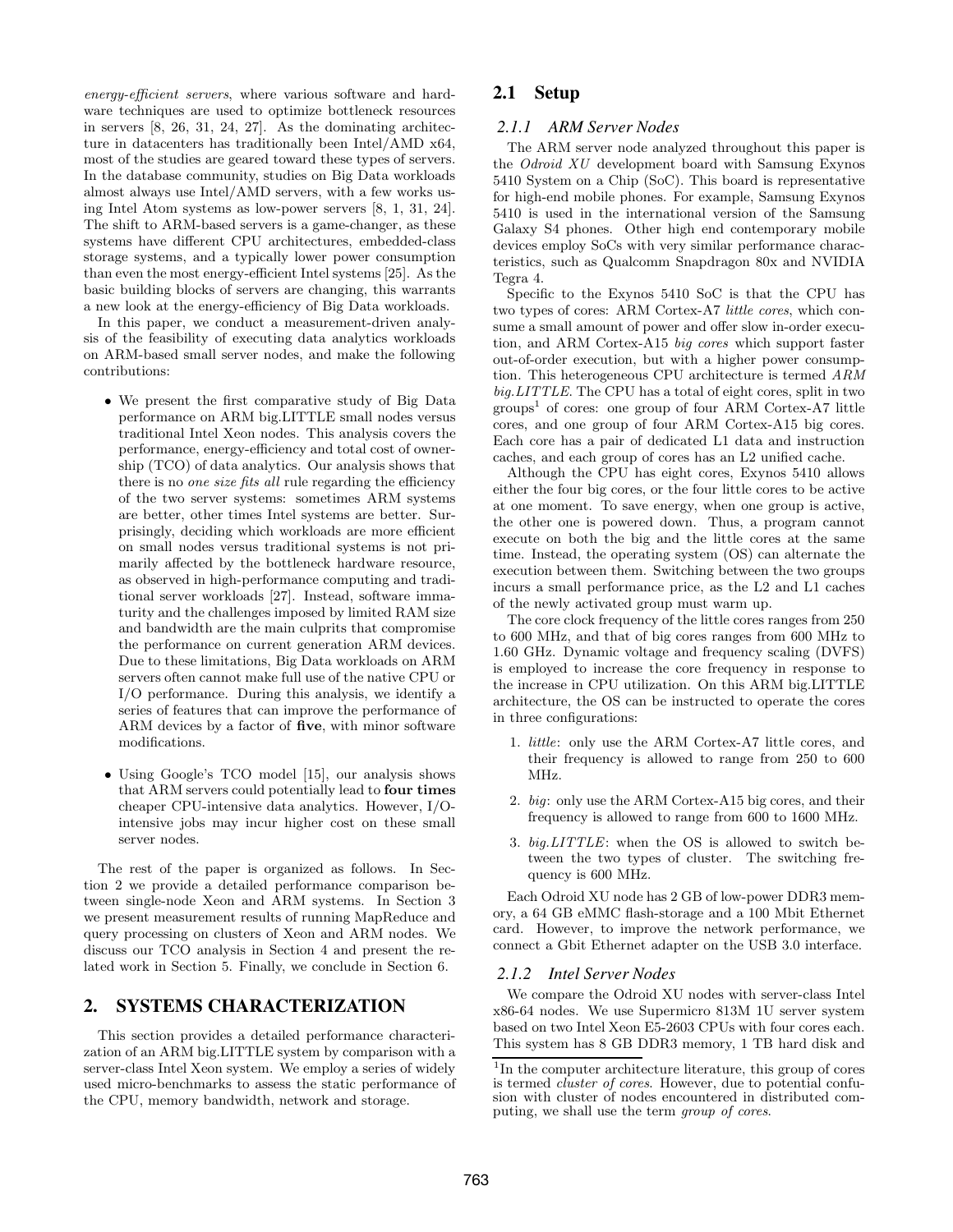*energy-efficient servers*, where various software and hardware techniques are used to optimize bottleneck resources in servers [8, 26, 31, 24, 27]. As the dominating architecture in datacenters has traditionally been Intel/AMD x64, most of the studies are geared toward these types of servers. In the database community, studies on Big Data workloads almost always use Intel/AMD servers, with a few works using Intel Atom systems as low-power servers [8, 1, 31, 24]. The shift to ARM-based servers is a game-changer, as these systems have different CPU architectures, embedded-class storage systems, and a typically lower power consumption than even the most energy-efficient Intel systems [25]. As the basic building blocks of servers are changing, this warrants a new look at the energy-efficiency of Big Data workloads.

In this paper, we conduct a measurement-driven analysis of the feasibility of executing data analytics workloads on ARM-based small server nodes, and make the following contributions:

- We present the first comparative study of Big Data performance on ARM big.LITTLE small nodes versus traditional Intel Xeon nodes. This analysis covers the performance, energy-efficiency and total cost of ownership (TCO) of data analytics. Our analysis shows that there is no *one size fits all* rule regarding the efficiency of the two server systems: sometimes ARM systems are better, other times Intel systems are better. Surprisingly, deciding which workloads are more efficient on small nodes versus traditional systems is not primarily affected by the bottleneck hardware resource, as observed in high-performance computing and traditional server workloads [27]. Instead, software immaturity and the challenges imposed by limited RAM size and bandwidth are the main culprits that compromise the performance on current generation ARM devices. Due to these limitations, Big Data workloads on ARM servers often cannot make full use of the native CPU or I/O performance. During this analysis, we identify a series of features that can improve the performance of ARM devices by a factor of **five**, with minor software modifications.
- Using Google's TCO model [15], our analysis shows that ARM servers could potentially lead to **four times** cheaper CPU-intensive data analytics. However, I/O-intensive jobs may incur higher cost on these small server nodes.

The rest of the paper is organized as follows. In Section 2 we provide a detailed performance comparison between single-node Xeon and ARM systems. In Section 3 we present measurement results of running MapReduce and query processing on clusters of Xeon and ARM nodes. We discuss our TCO analysis in Section 4 and present the related work in Section 5. Finally, we conclude in Section 6.

## 2. SYSTEMS CHARACTERIZATION

This section provides a detailed performance characterization of an ARM big.LITTLE system by comparison with a server-class Intel Xeon system. We employ a series of widely used micro-benchmarks to assess the static performance of the CPU, memory bandwidth, network and storage.

### 2.1 Setup

#### 2.1.1 ARM Server Nodes

The ARM server node analyzed throughout this paper is the *Odroid XU* development board with Samsung Exynos 5410 System on a Chip (SoC). This board is representative for high-end mobile phones. For example, Samsung Exynos 5410 is used in the international version of the Samsung Galaxy S4 phones. Other high end contemporary mobile devices employ SoCs with very similar performance characteristics, such as Qualcomm Snapdragon 80x and NVIDIA Tegra 4.

Specific to the Exynos 5410 SoC is that the CPU has two types of cores: ARM Cortex-A7 *little cores*, which consume a small amount of power and offer slow in-order execution, and ARM Cortex-A15 *big cores* which support faster out-of-order execution, but with a higher power consumption. This heterogeneous CPU architecture is termed *ARM big.LITTLE*. The CPU has a total of eight cores, split in two groups[1] of cores: one group of four ARM Cortex-A7 little cores, and one group of four ARM Cortex-A15 big cores. Each core has a pair of dedicated L1 data and instruction caches, and each group of cores has an L2 unified cache.

Although the CPU has eight cores, Exynos 5410 allows either the four big cores, or the four little cores to be active at one moment. To save energy, when one group is active, the other one is powered down. Thus, a program cannot execute on both the big and the little cores at the same time. Instead, the operating system (OS) can alternate the execution between them. Switching between the two groups incurs a small performance price, as the L2 and L1 caches of the newly activated group must warm up.

The core clock frequency of the little cores ranges from 250 to 600 MHz, and that of big cores ranges from 600 MHz to 1.60 GHz. Dynamic voltage and frequency scaling (DVFS) is employed to increase the core frequency in response to the increase in CPU utilization. On this ARM big.LITTLE architecture, the OS can be instructed to operate the cores in three configurations:

1. *little*: only use the ARM Cortex-A7 little cores, and their frequency is allowed to range from 250 to 600 MHz.
2. *big*: only use the ARM Cortex-A15 big cores, and their frequency is allowed to range from 600 to 1600 MHz.
3. *big.LITTLE*: when the OS is allowed to switch between the two types of cluster. The switching frequency is 600 MHz.

Each Odroid XU node has 2 GB of low-power DDR3 memory, a 64 GB eMMC flash-storage and a 100 Mbit Ethernet card. However, to improve the network performance, we connect a Gbit Ethernet adapter on the USB 3.0 interface.

#### 2.1.2 Intel Server Nodes

We compare the Odroid XU nodes with server-class Intel x86-64 nodes. We use Supermicro 813M 1U server system based on two Intel Xeon E5-2603 CPUs with four cores each. This system has 8 GB DDR3 memory, 1 TB hard disk and

[1] In the computer architecture literature, this group of cores is termed *cluster of cores*. However, due to potential confusion with cluster of nodes encountered in distributed computing, we shall use the term *group of cores*.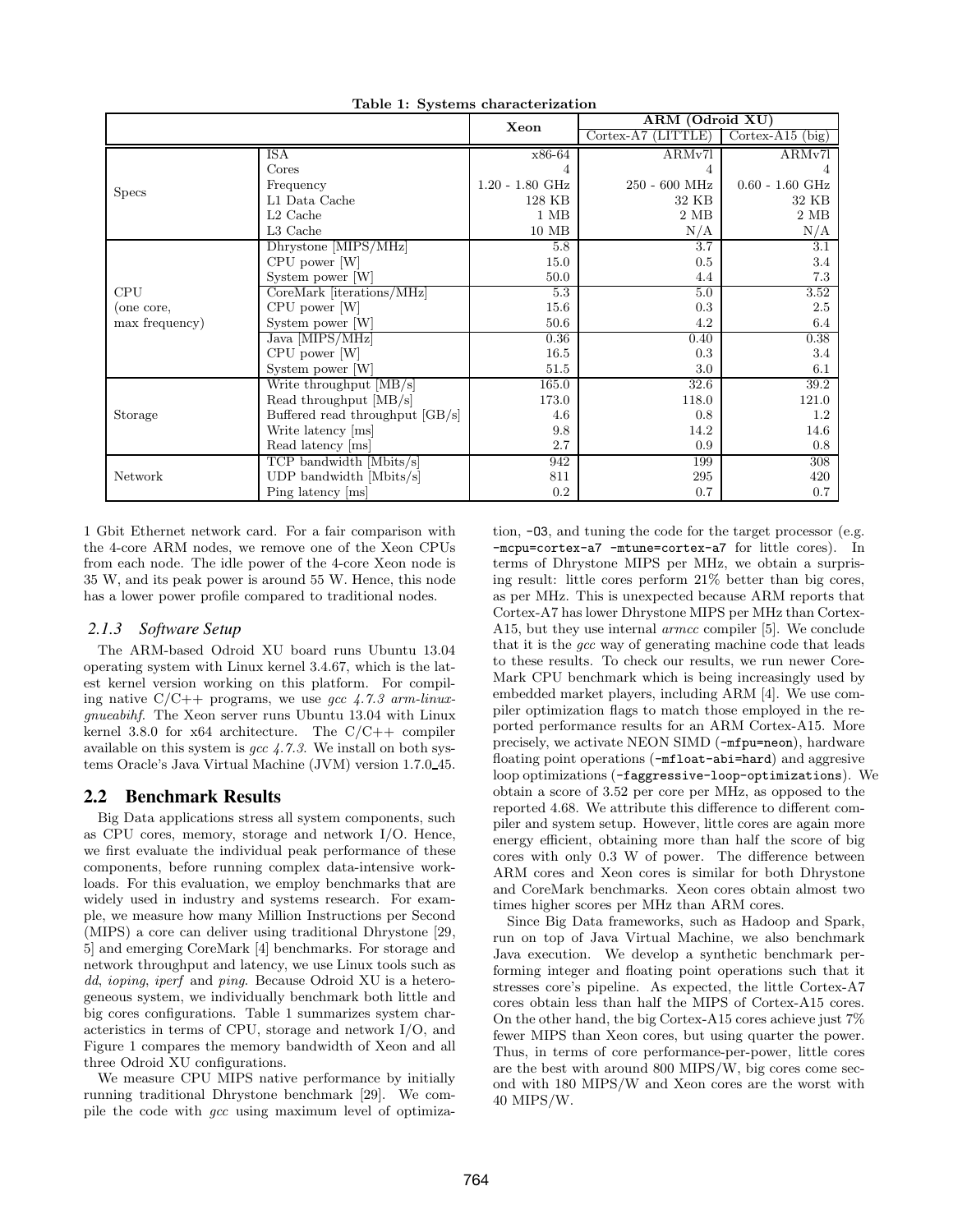**Table 1: Systems characterization**

| | | Xeon | ARM (Odroid XU) | |
|---|---|---|---|---|
| | | | Cortex-A7 (LITTLE) | Cortex-A15 (big) |
| Specs | ISA | x86-64 | ARMv7l | ARMv7l |
| | Cores | 4 | 4 | 4 |
| | Frequency | 1.20 - 1.80 GHz | 250 - 600 MHz | 0.60 - 1.60 GHz |
| | L1 Data Cache | 128 KB | 32 KB | 32 KB |
| | L2 Cache | 1 MB | 2 MB | 2 MB |
| | L3 Cache | 10 MB | N/A | N/A |
| CPU (one core, max frequency) | Dhrystone [MIPS/MHz] | 5.8 | 3.7 | 3.1 |
| | CPU power [W] | 15.0 | 0.5 | 3.4 |
| | System power [W] | 50.0 | 4.4 | 7.3 |
| | CoreMark [iterations/MHz] | 5.3 | 5.0 | 3.52 |
| | CPU power [W] | 15.6 | 0.3 | 2.5 |
| | System power [W] | 50.6 | 4.2 | 6.4 |
| | Java [MIPS/MHz] | 0.36 | 0.40 | 0.38 |
| | CPU power [W] | 16.5 | 0.3 | 3.4 |
| | System power [W] | 51.5 | 3.0 | 6.1 |
| Storage | Write throughput [MB/s] | 165.0 | 32.6 | 39.2 |
| | Read throughput [MB/s] | 173.0 | 118.0 | 121.0 |
| | Buffered read throughput [GB/s] | 4.6 | 0.8 | 1.2 |
| | Write latency [ms] | 9.8 | 14.2 | 14.6 |
| | Read latency [ms] | 2.7 | 0.9 | 0.8 |
| Network | TCP bandwidth [Mbits/s] | 942 | 199 | 308 |
| | UDP bandwidth [Mbits/s] | 811 | 295 | 420 |
| | Ping latency [ms] | 0.2 | 0.7 | 0.7 |

1 Gbit Ethernet network card. For a fair comparison with the 4-core ARM nodes, we remove one of the Xeon CPUs from each node. The idle power of the 4-core Xeon node is 35 W, and its peak power is around 55 W. Hence, this node has a lower power profile compared to traditional nodes.

### 2.1.3 Software Setup

The ARM-based Odroid XU board runs Ubuntu 13.04 operating system with Linux kernel 3.4.67, which is the latest kernel version working on this platform. For compiling native C/C++ programs, we use *gcc 4.7.3 arm-linux-gnueabihf*. The Xeon server runs Ubuntu 13.04 with Linux kernel 3.8.0 for x64 architecture. The C/C++ compiler available on this system is *gcc 4.7.3*. We install on both systems Oracle's Java Virtual Machine (JVM) version 1.7.0_45.

## 2.2 Benchmark Results

Big Data applications stress all system components, such as CPU cores, memory, storage and network I/O. Hence, we first evaluate the individual peak performance of these components, before running complex data-intensive workloads. For this evaluation, we employ benchmarks that are widely used in industry and systems research. For example, we measure how many Million Instructions per Second (MIPS) a core can deliver using traditional Dhrystone [29, 5] and emerging CoreMark [4] benchmarks. For storage and network throughput and latency, we use Linux tools such as *dd*, *ioping*, *iperf* and *ping*. Because Odroid XU is a heterogeneous system, we individually benchmark both little and big cores configurations. Table 1 summarizes system characteristics in terms of CPU, storage and network I/O, and Figure 1 compares the memory bandwidth of Xeon and all three Odroid XU configurations.

We measure CPU MIPS native performance by initially running traditional Dhrystone benchmark [29]. We compile the code with *gcc* using maximum level of optimization, `-O3`, and tuning the code for the target processor (e.g. `-mcpu=cortex-a7 -mtune=cortex-a7` for little cores). In terms of Dhrystone MIPS per MHz, we obtain a surprising result: little cores perform 21% better than big cores, as per MHz. This is unexpected because ARM reports that Cortex-A7 has lower Dhrystone MIPS per MHz than Cortex-A15, but they use internal *armcc* compiler [5]. We conclude that it is the *gcc* way of generating machine code that leads to these results. To check our results, we run newer CoreMark CPU benchmark which is being increasingly used by embedded market players, including ARM [4]. We use compiler optimization flags to match those employed in the reported performance results for an ARM Cortex-A15. More precisely, we activate NEON SIMD (`-mfpu=neon`), hardware floating point operations (`-mfloat-abi=hard`) and aggresive loop optimizations (`-faggressive-loop-optimizations`). We obtain a score of 3.52 per core per MHz, as opposed to the reported 4.68. We attribute this difference to different compiler and system setup. However, little cores are again more energy efficient, obtaining more than half the score of big cores with only 0.3 W of power. The difference between ARM cores and Xeon cores is similar for both Dhrystone and CoreMark benchmarks. Xeon cores obtain almost two times higher scores per MHz than ARM cores.

Since Big Data frameworks, such as Hadoop and Spark, run on top of Java Virtual Machine, we also benchmark Java execution. We develop a synthetic benchmark performing integer and floating point operations such that it stresses core's pipeline. As expected, the little Cortex-A7 cores obtain less than half the MIPS of Cortex-A15 cores. On the other hand, the big Cortex-A15 cores achieve just 7% fewer MIPS than Xeon cores, but using quarter the power. Thus, in terms of core performance-per-power, little cores are the best with around 800 MIPS/W, big cores come second with 180 MIPS/W and Xeon cores are the worst with 40 MIPS/W.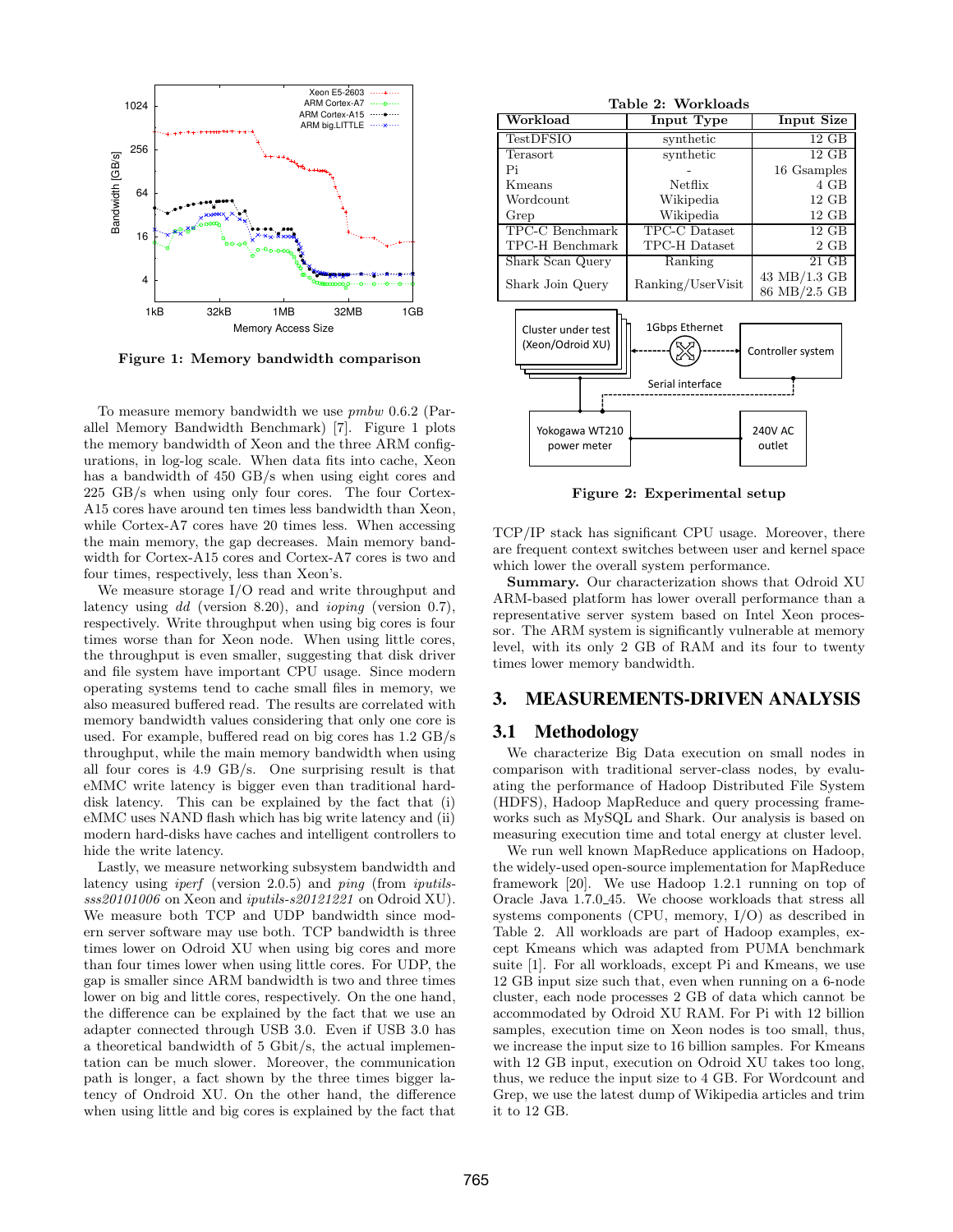Figure 1: Memory bandwidth comparison

To measure memory bandwidth we use *pmbw* 0.6.2 (Parallel Memory Bandwidth Benchmark) [7]. Figure 1 plots the memory bandwidth of Xeon and the three ARM configurations, in log-log scale. When data fits into cache, Xeon has a bandwidth of 450 GB/s when using eight cores and 225 GB/s when using only four cores. The four Cortex-A15 cores have around ten times less bandwidth than Xeon, while Cortex-A7 cores have 20 times less. When accessing the main memory, the gap decreases. Main memory bandwidth for Cortex-A15 cores and Cortex-A7 cores is two and four times, respectively, less than Xeon's.

We measure storage I/O read and write throughput and latency using *dd* (version 8.20), and *ioping* (version 0.7), respectively. Write throughput when using big cores is four times worse than for Xeon node. When using little cores, the throughput is even smaller, suggesting that disk driver and file system have important CPU usage. Since modern operating systems tend to cache small files in memory, we also measured buffered read. The results are correlated with memory bandwidth values considering that only one core is used. For example, buffered read on big cores has 1.2 GB/s throughput, while the main memory bandwidth when using all four cores is 4.9 GB/s. One surprising result is that eMMC write latency is bigger even than traditional hard-disk latency. This can be explained by the fact that (i) eMMC uses NAND flash which has big write latency and (ii) modern hard-disks have caches and intelligent controllers to hide the write latency.

Lastly, we measure networking subsystem bandwidth and latency using *iperf* (version 2.0.5) and *ping* (from *iputils-sss20101006* on Xeon and *iputils-s20121221* on Odroid XU). We measure both TCP and UDP bandwidth since modern server software may use both. TCP bandwidth is three times lower on Odroid XU when using big cores and more than four times lower when using little cores. For UDP, the gap is smaller since ARM bandwidth is two and three times lower on big and little cores, respectively. On the one hand, the difference can be explained by the fact that we use an adapter connected through USB 3.0. Even if USB 3.0 has a theoretical bandwidth of 5 Gbit/s, the actual implementation can be much slower. Moreover, the communication path is longer, a fact shown by the three times bigger latency of Ondroid XU. On the other hand, the difference when using little and big cores is explained by the fact that TCP/IP stack has significant CPU usage. Moreover, there are frequent context switches between user and kernel space which lower the overall system performance.

**Summary.** Our characterization shows that Odroid XU ARM-based platform has lower overall performance than a representative server system based on Intel Xeon processor. The ARM system is significantly vulnerable at memory level, with its only 2 GB of RAM and its four to twenty times lower memory bandwidth.

Table 2: Workloads

| Workload | Input Type | Input Size |
|---|---|---|
| TestDFSIO | synthetic | 12 GB |
| Terasort | synthetic | 12 GB |
| Pi | - | 16 Gsamples |
| Kmeans | Netflix | 4 GB |
| Wordcount | Wikipedia | 12 GB |
| Grep | Wikipedia | 12 GB |
| TPC-C Benchmark | TPC-C Dataset | 12 GB |
| TPC-H Benchmark | TPC-H Dataset | 2 GB |
| Shark Scan Query | Ranking | 21 GB |
| Shark Join Query | Ranking/UserVisit | 43 MB/1.3 GB<br>86 MB/2.5 GB |

Figure 2: Experimental setup

## 3. MEASUREMENTS-DRIVEN ANALYSIS

### 3.1 Methodology

We characterize Big Data execution on small nodes in comparison with traditional server-class nodes, by evaluating the performance of Hadoop Distributed File System (HDFS), Hadoop MapReduce and query processing frameworks such as MySQL and Shark. Our analysis is based on measuring execution time and total energy at cluster level.

We run well known MapReduce applications on Hadoop, the widely-used open-source implementation for MapReduce framework [20]. We use Hadoop 1.2.1 running on top of Oracle Java 1.7.0_45. We choose workloads that stress all systems components (CPU, memory, I/O) as described in Table 2. All workloads are part of Hadoop examples, except Kmeans which was adapted from PUMA benchmark suite [1]. For all workloads, except Pi and Kmeans, we use 12 GB input size such that, even when running on a 6-node cluster, each node processes 2 GB of data which cannot be accommodated by Odroid XU RAM. For Pi with 12 billion samples, execution time on Xeon nodes is too small, thus, we increase the input size to 16 billion samples. For Kmeans with 12 GB input, execution on Odroid XU takes too long, thus, we reduce the input size to 4 GB. For Wordcount and Grep, we use the latest dump of Wikipedia articles and trim it to 12 GB.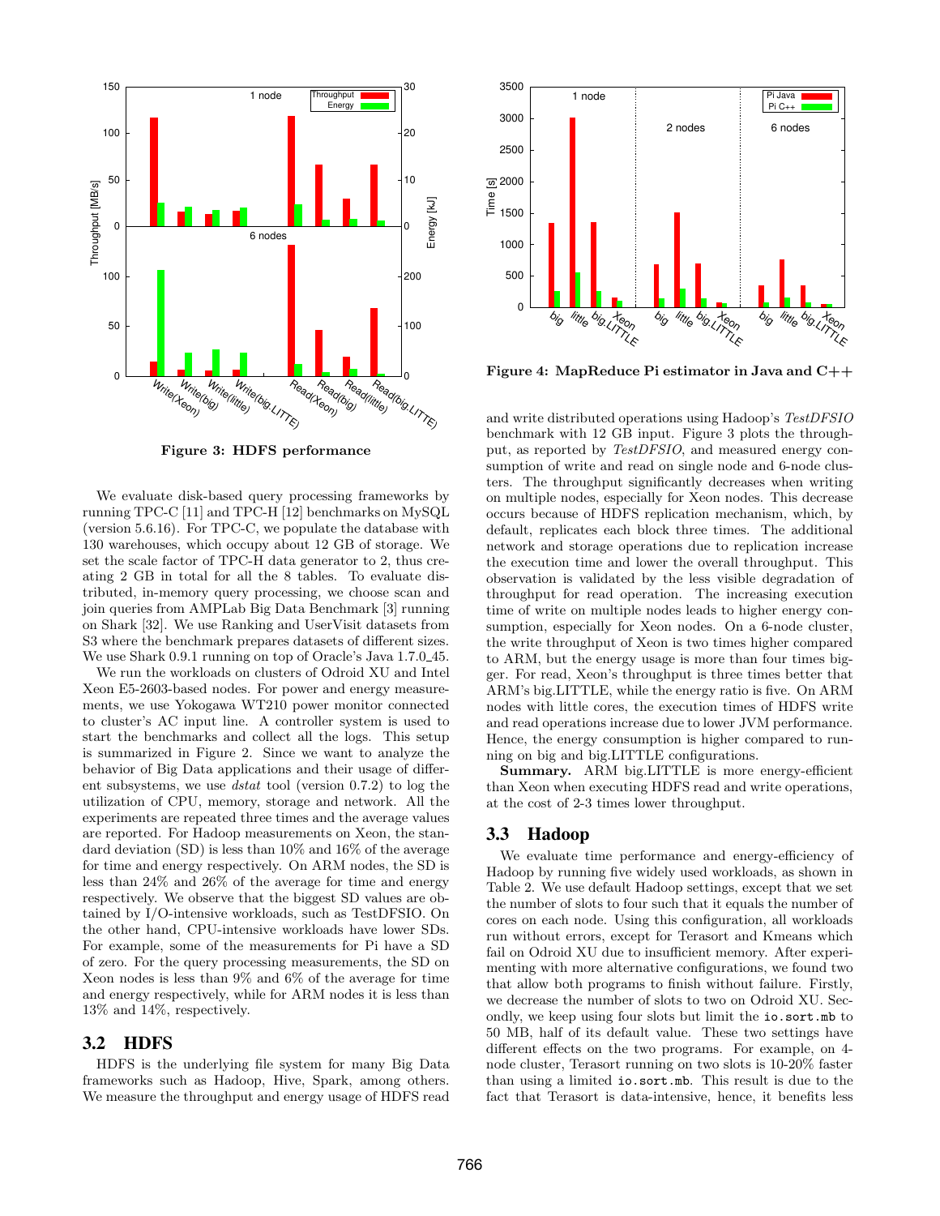Figure 3: HDFS performance

Figure 4: MapReduce Pi estimator in Java and C++

We evaluate disk-based query processing frameworks by running TPC-C [11] and TPC-H [12] benchmarks on MySQL (version 5.6.16). For TPC-C, we populate the database with 130 warehouses, which occupy about 12 GB of storage. We set the scale factor of TPC-H data generator to 2, thus creating 2 GB in total for all the 8 tables. To evaluate distributed, in-memory query processing, we choose scan and join queries from AMPLab Big Data Benchmark [3] running on Shark [32]. We use Ranking and UserVisit datasets from S3 where the benchmark prepares datasets of different sizes. We use Shark 0.9.1 running on top of Oracle's Java 1.7.0_45.

We run the workloads on clusters of Odroid XU and Intel Xeon E5-2603-based nodes. For power and energy measurements, we use Yokogawa WT210 power monitor connected to cluster's AC input line. A controller system is used to start the benchmarks and collect all the logs. This setup is summarized in Figure 2. Since we want to analyze the behavior of Big Data applications and their usage of different subsystems, we use *dstat* tool (version 0.7.2) to log the utilization of CPU, memory, storage and network. All the experiments are repeated three times and the average values are reported. For Hadoop measurements on Xeon, the standard deviation (SD) is less than 10% and 16% of the average for time and energy respectively. On ARM nodes, the SD is less than 24% and 26% of the average for time and energy respectively. We observe that the biggest SD values are obtained by I/O-intensive workloads, such as TestDFSIO. On the other hand, CPU-intensive workloads have lower SDs. For example, some of the measurements for Pi have a SD of zero. For the query processing measurements, the SD on Xeon nodes is less than 9% and 6% of the average for time and energy respectively, while for ARM nodes it is less than 13% and 14%, respectively.

## 3.2 HDFS

HDFS is the underlying file system for many Big Data frameworks such as Hadoop, Hive, Spark, among others. We measure the throughput and energy usage of HDFS read and write distributed operations using Hadoop's *TestDFSIO* benchmark with 12 GB input. Figure 3 plots the throughput, as reported by *TestDFSIO*, and measured energy consumption of write and read on single node and 6-node clusters. The throughput significantly decreases when writing on multiple nodes, especially for Xeon nodes. This decrease occurs because of HDFS replication mechanism, which, by default, replicates each block three times. The additional network and storage operations due to replication increase the execution time and lower the overall throughput. This observation is validated by the less visible degradation of throughput for read operation. The increasing execution time of write on multiple nodes leads to higher energy consumption, especially for Xeon nodes. On a 6-node cluster, the write throughput of Xeon is two times higher compared to ARM, but the energy usage is more than four times bigger. For read, Xeon's throughput is three times better that ARM's big.LITTLE, while the energy ratio is five. On ARM nodes with little cores, the execution times of HDFS write and read operations increase due to lower JVM performance. Hence, the energy consumption is higher compared to running on big and big.LITTLE configurations.

**Summary.** ARM big.LITTLE is more energy-efficient than Xeon when executing HDFS read and write operations, at the cost of 2-3 times lower throughput.

## 3.3 Hadoop

We evaluate time performance and energy-efficiency of Hadoop by running five widely used workloads, as shown in Table 2. We use default Hadoop settings, except that we set the number of slots to four such that it equals the number of cores on each node. Using this configuration, all workloads run without errors, except for Terasort and Kmeans which fail on Odroid XU due to insufficient memory. After experimenting with more alternative configurations, we found two that allow both programs to finish without failure. Firstly, we decrease the number of slots to two on Odroid XU. Secondly, we keep using four slots but limit the `io.sort.mb` to 50 MB, half of its default value. These two settings have different effects on the two programs. For example, on 4-node cluster, Terasort running on two slots is 10-20% faster than using a limited `io.sort.mb`. This result is due to the fact that Terasort is data-intensive, hence, it benefits less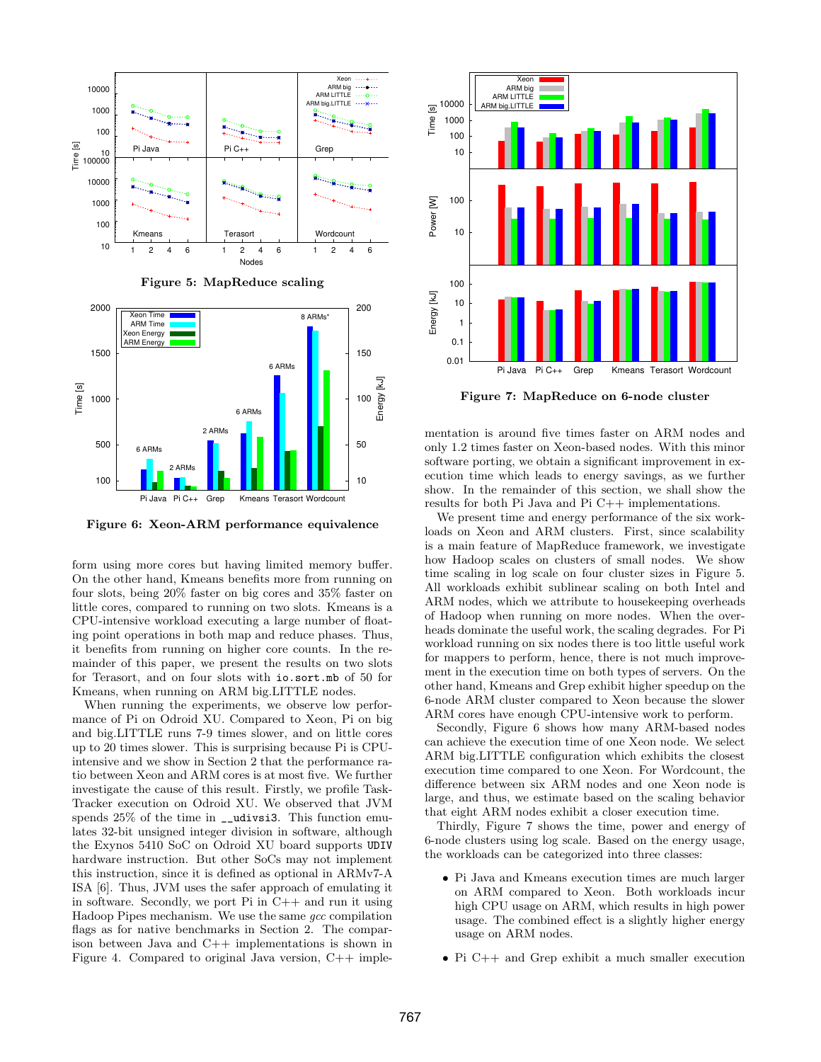Figure 5: MapReduce scaling

Figure 6: Xeon-ARM performance equivalence

form using more cores but having limited memory buffer. On the other hand, Kmeans benefits more from running on four slots, being 20% faster on big cores and 35% faster on little cores, compared to running on two slots. Kmeans is a CPU-intensive workload executing a large number of floating point operations in both map and reduce phases. Thus, it benefits from running on higher core counts. In the remainder of this paper, we present the results on two slots for Terasort, and on four slots with `io.sort.mb` of 50 for Kmeans, when running on ARM big.LITTLE nodes.

When running the experiments, we observe low performance of Pi on Odroid XU. Compared to Xeon, Pi on big and big.LITTLE runs 7-9 times slower, and on little cores up to 20 times slower. This is surprising because Pi is CPU-intensive and we show in Section 2 that the performance ratio between Xeon and ARM cores is at most five. We further investigate the cause of this result. Firstly, we profile TaskTracker execution on Odroid XU. We observed that JVM spends 25% of the time in `__udivsi3`. This function emulates 32-bit unsigned integer division in software, although the Exynos 5410 SoC on Odroid XU board supports `UDIV` hardware instruction. But other SoCs may not implement this instruction, since it is defined as optional in ARMv7-A ISA [6]. Thus, JVM uses the safer approach of emulating it in software. Secondly, we port Pi in C++ and run it using Hadoop Pipes mechanism. We use the same *gcc* compilation flags as for native benchmarks in Section 2. The comparison between Java and C++ implementations is shown in Figure 4. Compared to original Java version, C++ implementation is around five times faster on ARM nodes and only 1.2 times faster on Xeon-based nodes. With this minor software porting, we obtain a significant improvement in execution time which leads to energy savings, as we further show. In the remainder of this section, we shall show the results for both Pi Java and Pi C++ implementations.

We present time and energy performance of the six workloads on Xeon and ARM clusters. First, since scalability is a main feature of MapReduce framework, we investigate how Hadoop scales on clusters of small nodes. We show time scaling in log scale on four cluster sizes in Figure 5. All workloads exhibit sublinear scaling on both Intel and ARM nodes, which we attribute to housekeeping overheads of Hadoop when running on more nodes. When the overheads dominate the useful work, the scaling degrades. For Pi workload running on six nodes there is too little useful work for mappers to perform, hence, there is not much improvement in the execution time on both types of servers. On the other hand, Kmeans and Grep exhibit higher speedup on the 6-node ARM cluster compared to Xeon because the slower ARM cores have enough CPU-intensive work to perform.

Secondly, Figure 6 shows how many ARM-based nodes can achieve the execution time of one Xeon node. We select ARM big.LITTLE configuration which exhibits the closest execution time compared to one Xeon. For Wordcount, the difference between six ARM nodes and one Xeon node is large, and thus, we estimate based on the scaling behavior that eight ARM nodes exhibit a closer execution time.

Thirdly, Figure 7 shows the time, power and energy of 6-node clusters using log scale. Based on the energy usage, the workloads can be categorized into three classes:

Figure 7: MapReduce on 6-node cluster

- Pi Java and Kmeans execution times are much larger on ARM compared to Xeon. Both workloads incur high CPU usage on ARM, which results in high power usage. The combined effect is a slightly higher energy usage on ARM nodes.
- Pi C++ and Grep exhibit a much smaller execution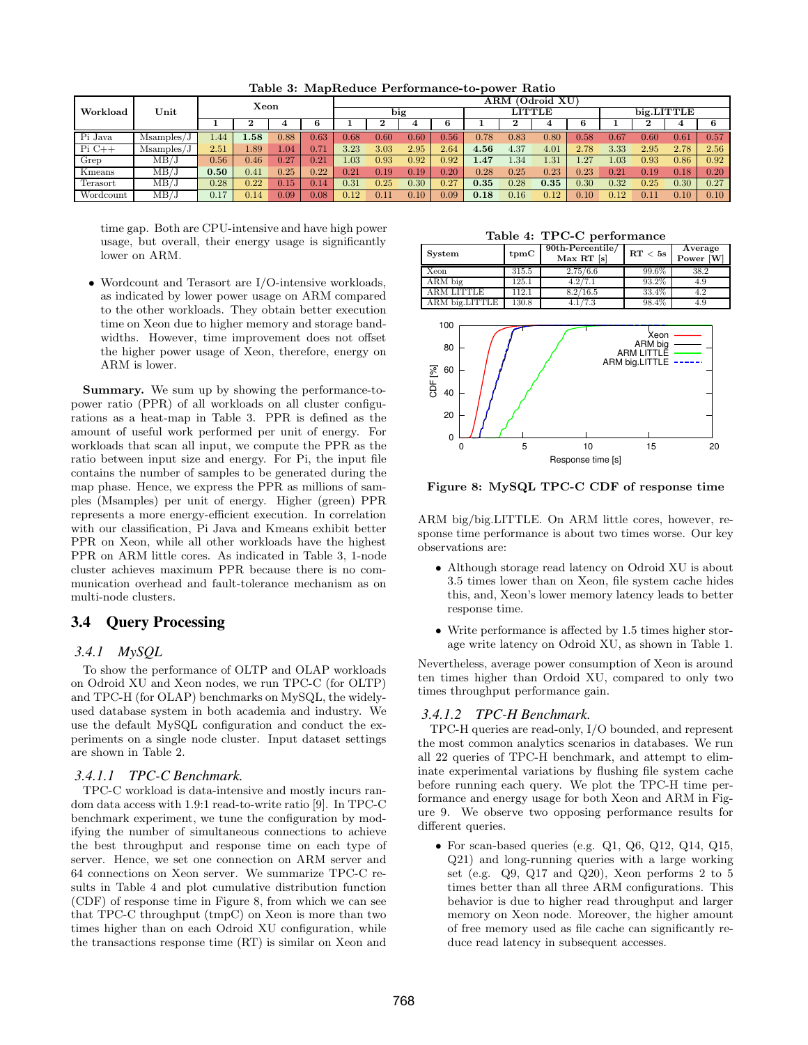**Table 3: MapReduce Performance-to-power Ratio**

| Workload | Unit | Xeon | | | | ARM (Odroid XU) | | | | | | | | | | | |
|---|---|---|---|---|---|---|---|---|---|---|---|---|---|---|---|---|---|
| | | | | | | big | | | | LITTLE | | | | big.LITTLE | | | |
| | | 1 | 2 | 4 | 6 | 1 | 2 | 4 | 6 | 1 | 2 | 4 | 6 | 1 | 2 | 4 | 6 |
| Pi Java | Msamples/J | 1.44 | **1.58** | 0.88 | 0.63 | 0.68 | 0.60 | 0.60 | 0.56 | 0.78 | 0.83 | 0.80 | 0.58 | 0.67 | 0.60 | 0.61 | 0.57 |
| Pi C++ | Msamples/J | 2.51 | 1.89 | 1.04 | 0.71 | 3.23 | 3.03 | 2.95 | 2.64 | **4.56** | 4.37 | 4.01 | 2.78 | 3.33 | 2.95 | 2.78 | 2.56 |
| Grep | MB/J | 0.56 | 0.46 | 0.27 | 0.21 | 1.03 | 0.93 | 0.92 | 0.92 | **1.47** | 1.34 | 1.31 | 1.27 | 1.03 | 0.93 | 0.86 | 0.92 |
| Kmeans | MB/J | **0.50** | 0.41 | 0.25 | 0.22 | 0.21 | 0.19 | 0.19 | 0.20 | 0.28 | 0.25 | 0.23 | 0.23 | 0.21 | 0.19 | 0.18 | 0.20 |
| Terasort | MB/J | 0.28 | 0.22 | 0.15 | 0.14 | 0.31 | 0.25 | 0.30 | 0.27 | **0.35** | 0.28 | **0.35** | 0.30 | 0.32 | 0.25 | 0.30 | 0.27 |
| Wordcount | MB/J | 0.17 | 0.14 | 0.09 | 0.08 | 0.12 | 0.11 | 0.10 | 0.09 | **0.18** | 0.16 | 0.12 | 0.10 | 0.12 | 0.11 | 0.10 | 0.10 |

time gap. Both are CPU-intensive and have high power usage, but overall, their energy usage is significantly lower on ARM.

- Wordcount and Terasort are I/O-intensive workloads, as indicated by lower power usage on ARM compared to the other workloads. They obtain better execution time on Xeon due to higher memory and storage bandwidths. However, time improvement does not offset the higher power usage of Xeon, therefore, energy on ARM is lower.

**Summary.** We sum up by showing the performance-to-power ratio (PPR) of all workloads on all cluster configurations as a heat-map in Table 3. PPR is defined as the amount of useful work performed per unit of energy. For workloads that scan all input, we compute the PPR as the ratio between input size and energy. For Pi, the input file contains the number of samples to be generated during the map phase. Hence, we express the PPR as millions of samples (Msamples) per unit of energy. Higher (green) PPR represents a more energy-efficient execution. In correlation with our classification, Pi Java and Kmeans exhibit better PPR on Xeon, while all other workloads have the highest PPR on ARM little cores. As indicated in Table 3, 1-node cluster achieves maximum PPR because there is no communication overhead and fault-tolerance mechanism as on multi-node clusters.

## 3.4 Query Processing

### 3.4.1 MySQL

To show the performance of OLTP and OLAP workloads on Odroid XU and Xeon nodes, we run TPC-C (for OLTP) and TPC-H (for OLAP) benchmarks on MySQL, the widely-used database system in both academia and industry. We use the default MySQL configuration and conduct the experiments on a single node cluster. Input dataset settings are shown in Table 2.

#### 3.4.1.1 TPC-C Benchmark.

TPC-C workload is data-intensive and mostly incurs random data access with 1.9:1 read-to-write ratio [9]. In TPC-C benchmark experiment, we tune the configuration by modifying the number of simultaneous connections to achieve the best throughput and response time on each type of server. Hence, we set one connection on ARM server and 64 connections on Xeon server. We summarize TPC-C results in Table 4 and plot cumulative distribution function (CDF) of response time in Figure 8, from which we can see that TPC-C throughput (tmpC) on Xeon is more than two times higher than on each Odroid XU configuration, while the transactions response time (RT) is similar on Xeon and ARM big/big.LITTLE. On ARM little cores, however, response time performance is about two times worse. Our key observations are:

**Table 4: TPC-C performance**

| System | tpmC | 90th-Percentile/ Max RT [s] | RT < 5s | Average Power [W] |
|---|---|---|---|---|
| Xeon | 315.5 | 2.75/6.6 | 99.6% | 38.2 |
| ARM big | 125.1 | 4.2/7.1 | 93.2% | 4.9 |
| ARM LITTLE | 112.1 | 8.2/16.5 | 33.4% | 4.2 |
| ARM big.LITTLE | 130.8 | 4.1/7.3 | 98.4% | 4.9 |

**Figure 8: MySQL TPC-C CDF of response time**

- Although storage read latency on Odroid XU is about 3.5 times lower than on Xeon, file system cache hides this, and, Xeon's lower memory latency leads to better response time.

- Write performance is affected by 1.5 times higher storage write latency on Odroid XU, as shown in Table 1.

Nevertheless, average power consumption of Xeon is around ten times higher than Ordoid XU, compared to only two times throughput performance gain.

#### 3.4.1.2 TPC-H Benchmark.

TPC-H queries are read-only, I/O bounded, and represent the most common analytics scenarios in databases. We run all 22 queries of TPC-H benchmark, and attempt to eliminate experimental variations by flushing file system cache before running each query. We plot the TPC-H time performance and energy usage for both Xeon and ARM in Figure 9. We observe two opposing performance results for different queries.

- For scan-based queries (e.g. Q1, Q6, Q12, Q14, Q15, Q21) and long-running queries with a large working set (e.g. Q9, Q17 and Q20), Xeon performs 2 to 5 times better than all three ARM configurations. This behavior is due to higher read throughput and larger memory on Xeon node. Moreover, the higher amount of free memory used as file cache can significantly reduce read latency in subsequent accesses.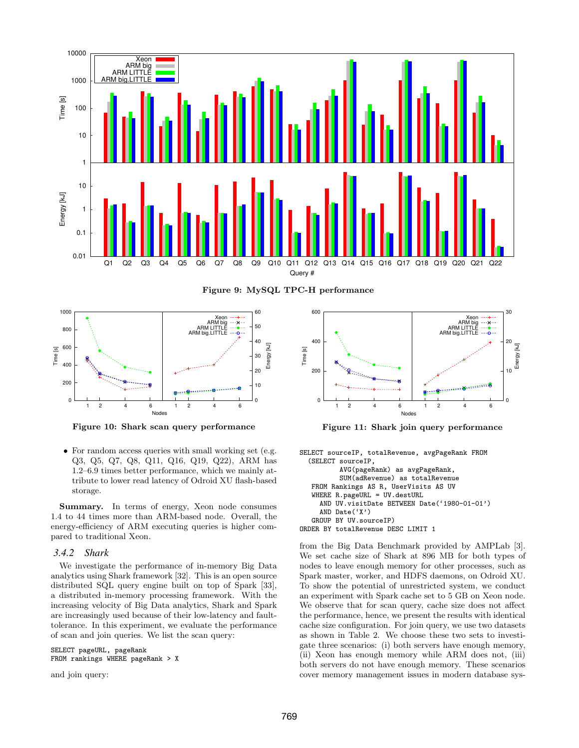Figure 9: MySQL TPC-H performance

Figure 10: Shark scan query performance

Figure 11: Shark join query performance

- For random access queries with small working set (e.g. Q3, Q5, Q7, Q8, Q11, Q16, Q19, Q22), ARM has 1.2–6.9 times better performance, which we mainly attribute to lower read latency of Odroid XU flash-based storage.

**Summary.** In terms of energy, Xeon node consumes 1.4 to 44 times more than ARM-based node. Overall, the energy-efficiency of ARM executing queries is higher compared to traditional Xeon.

### 3.4.2 *Shark*

We investigate the performance of in-memory Big Data analytics using Shark framework [32]. This is an open source distributed SQL query engine built on top of Spark [33], a distributed in-memory processing framework. With the increasing velocity of Big Data analytics, Shark and Spark are increasingly used because of their low-latency and fault-tolerance. In this experiment, we evaluate the performance of scan and join queries. We list the scan query:

```
SELECT pageURL, pageRank
FROM rankings WHERE pageRank > X
```

and join query:

```
SELECT sourceIP, totalRevenue, avgPageRank FROM
  (SELECT sourceIP,
        AVG(pageRank) as avgPageRank,
        SUM(adRevenue) as totalRevenue
   FROM Rankings AS R, UserVisits AS UV
   WHERE R.pageURL = UV.destURL
     AND UV.visitDate BETWEEN Date('1980-01-01')
     AND Date('X')
   GROUP BY UV.sourceIP)
ORDER BY totalRevenue DESC LIMIT 1
```

from the Big Data Benchmark provided by AMPLab [3]. We set cache size of Shark at 896 MB for both types of nodes to leave enough memory for other processes, such as Spark master, worker, and HDFS daemons, on Odroid XU. To show the potential of unrestricted system, we conduct an experiment with Spark cache set to 5 GB on Xeon node. We observe that for scan query, cache size does not affect the performance, hence, we present the results with identical cache size configuration. For join query, we use two datasets as shown in Table 2. We choose these two sets to investigate three scenarios: (i) both servers have enough memory, (ii) Xeon has enough memory while ARM does not, (iii) both servers do not have enough memory. These scenarios cover memory management issues in modern database sys-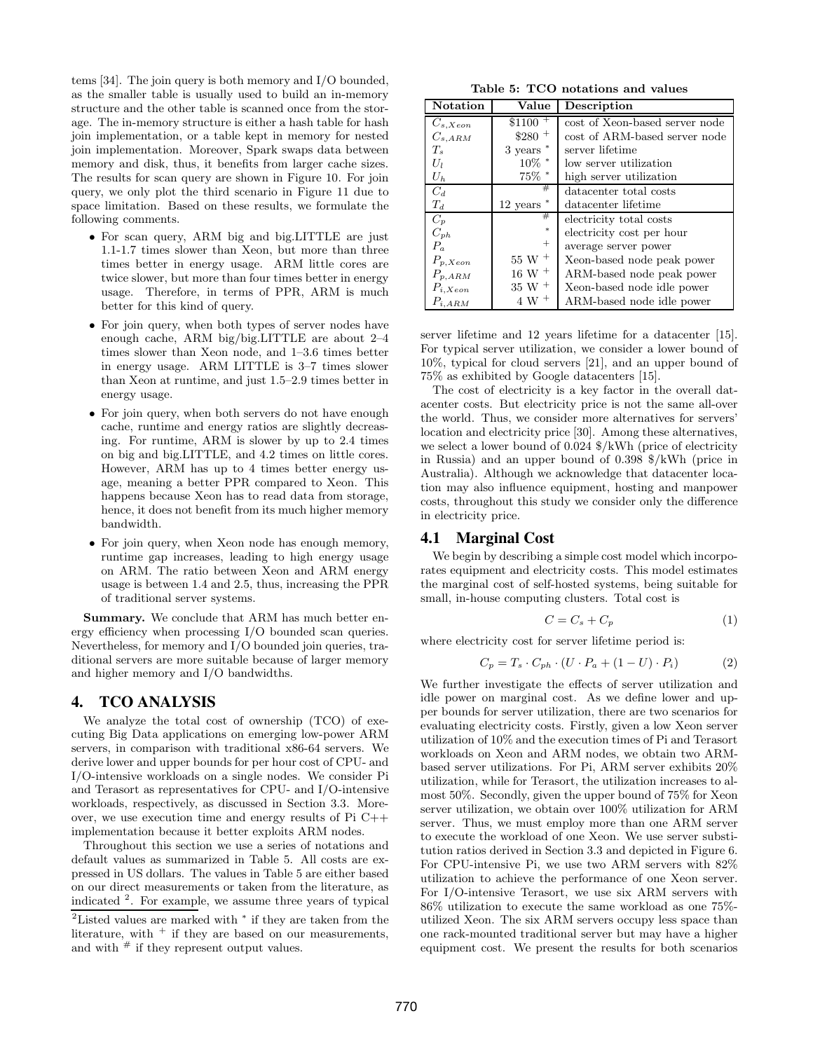tems [34]. The join query is both memory and I/O bounded, as the smaller table is usually used to build an in-memory structure and the other table is scanned once from the storage. The in-memory structure is either a hash table for hash join implementation, or a table kept in memory for nested join implementation. Moreover, Spark swaps data between memory and disk, thus, it benefits from larger cache sizes. The results for scan query are shown in Figure 10. For join query, we only plot the third scenario in Figure 11 due to space limitation. Based on these results, we formulate the following comments.

- For scan query, ARM big and big.LITTLE are just 1.1-1.7 times slower than Xeon, but more than three times better in energy usage. ARM little cores are twice slower, but more than four times better in energy usage. Therefore, in terms of PPR, ARM is much better for this kind of query.
- For join query, when both types of server nodes have enough cache, ARM big/big.LITTLE are about 2–4 times slower than Xeon node, and 1–3.6 times better in energy usage. ARM LITTLE is 3–7 times slower than Xeon at runtime, and just 1.5–2.9 times better in energy usage.
- For join query, when both servers do not have enough cache, runtime and energy ratios are slightly decreasing. For runtime, ARM is slower by up to 2.4 times on big and big.LITTLE, and 4.2 times on little cores. However, ARM has up to 4 times better energy usage, meaning a better PPR compared to Xeon. This happens because Xeon has to read data from storage, hence, it does not benefit from its much higher memory bandwidth.
- For join query, when Xeon node has enough memory, runtime gap increases, leading to high energy usage on ARM. The ratio between Xeon and ARM energy usage is between 1.4 and 2.5, thus, increasing the PPR of traditional server systems.

**Summary.** We conclude that ARM has much better energy efficiency when processing I/O bounded scan queries. Nevertheless, for memory and I/O bounded join queries, traditional servers are more suitable because of larger memory and higher memory and I/O bandwidths.

# 4. TCO ANALYSIS

We analyze the total cost of ownership (TCO) of executing Big Data applications on emerging low-power ARM servers, in comparison with traditional x86-64 servers. We derive lower and upper bounds for per hour cost of CPU- and I/O-intensive workloads on a single nodes. We consider Pi and Terasort as representatives for CPU- and I/O-intensive workloads, respectively, as discussed in Section 3.3. Moreover, we use execution time and energy results of Pi C++ implementation because it better exploits ARM nodes.

Throughout this section we use a series of notations and default values as summarized in Table 5. All costs are expressed in US dollars. The values in Table 5 are either based on our direct measurements or taken from the literature, as indicated [2]. For example, we assume three years of typical server lifetime and 12 years lifetime for a datacenter [15]. For typical server utilization, we consider a lower bound of 10%, typical for cloud servers [21], and an upper bound of 75% as exhibited by Google datacenters [15].

[2] Listed values are marked with * if they are taken from the literature, with + if they are based on our measurements, and with # if they represent output values.

**Table 5: TCO notations and values**

| Notation | Value | Description |
|---|---|---|
| $C_{s,Xeon}$ | \$1100 + | cost of Xeon-based server node |
| $C_{s,ARM}$ | \$280 + | cost of ARM-based server node |
| $T_s$ | 3 years * | server lifetime |
| $U_l$ | 10% * | low server utilization |
| $U_h$ | 75% * | high server utilization |
| $C_d$ | # | datacenter total costs |
| $T_d$ | 12 years * | datacenter lifetime |
| $C_p$ | # | electricity total costs |
| $C_{ph}$ | * | electricity cost per hour |
| $P_a$ | + | average server power |
| $P_{p,Xeon}$ | 55 W + | Xeon-based node peak power |
| $P_{p,ARM}$ | 16 W + | ARM-based node peak power |
| $P_{i,Xeon}$ | 35 W + | Xeon-based node idle power |
| $P_{i,ARM}$ | 4 W + | ARM-based node idle power |

The cost of electricity is a key factor in the overall datacenter costs. But electricity price is not the same all-over the world. Thus, we consider more alternatives for servers' location and electricity price [30]. Among these alternatives, we select a lower bound of 0.024 \$/kWh (price of electricity in Russia) and an upper bound of 0.398 \$/kWh (price in Australia). Although we acknowledge that datacenter location may also influence equipment, hosting and manpower costs, throughout this study we consider only the difference in electricity price.

## 4.1 Marginal Cost

We begin by describing a simple cost model which incorporates equipment and electricity costs. This model estimates the marginal cost of self-hosted systems, being suitable for small, in-house computing clusters. Total cost is

$$C = C_s + C_p \tag{1}$$

where electricity cost for server lifetime period is:

$$C_p = T_s \cdot C_{ph} \cdot (U \cdot P_a + (1 - U) \cdot P_i) \tag{2}$$

We further investigate the effects of server utilization and idle power on marginal cost. As we define lower and upper bounds for server utilization, there are two scenarios for evaluating electricity costs. Firstly, given a low Xeon server utilization of 10% and the execution times of Pi and Terasort workloads on Xeon and ARM nodes, we obtain two ARM-based server utilizations. For Pi, ARM server exhibits 20% utilization, while for Terasort, the utilization increases to almost 50%. Secondly, given the upper bound of 75% for Xeon server utilization, we obtain over 100% utilization for ARM server. Thus, we must employ more than one ARM server to execute the workload of one Xeon. We use server substitution ratios derived in Section 3.3 and depicted in Figure 6. For CPU-intensive Pi, we use two ARM servers with 82% utilization to achieve the performance of one Xeon server. For I/O-intensive Terasort, we use six ARM servers with 86% utilization to execute the same workload as one 75%-utilized Xeon. The six ARM servers occupy less space than one rack-mounted traditional server but may have a higher equipment cost. We present the results for both scenarios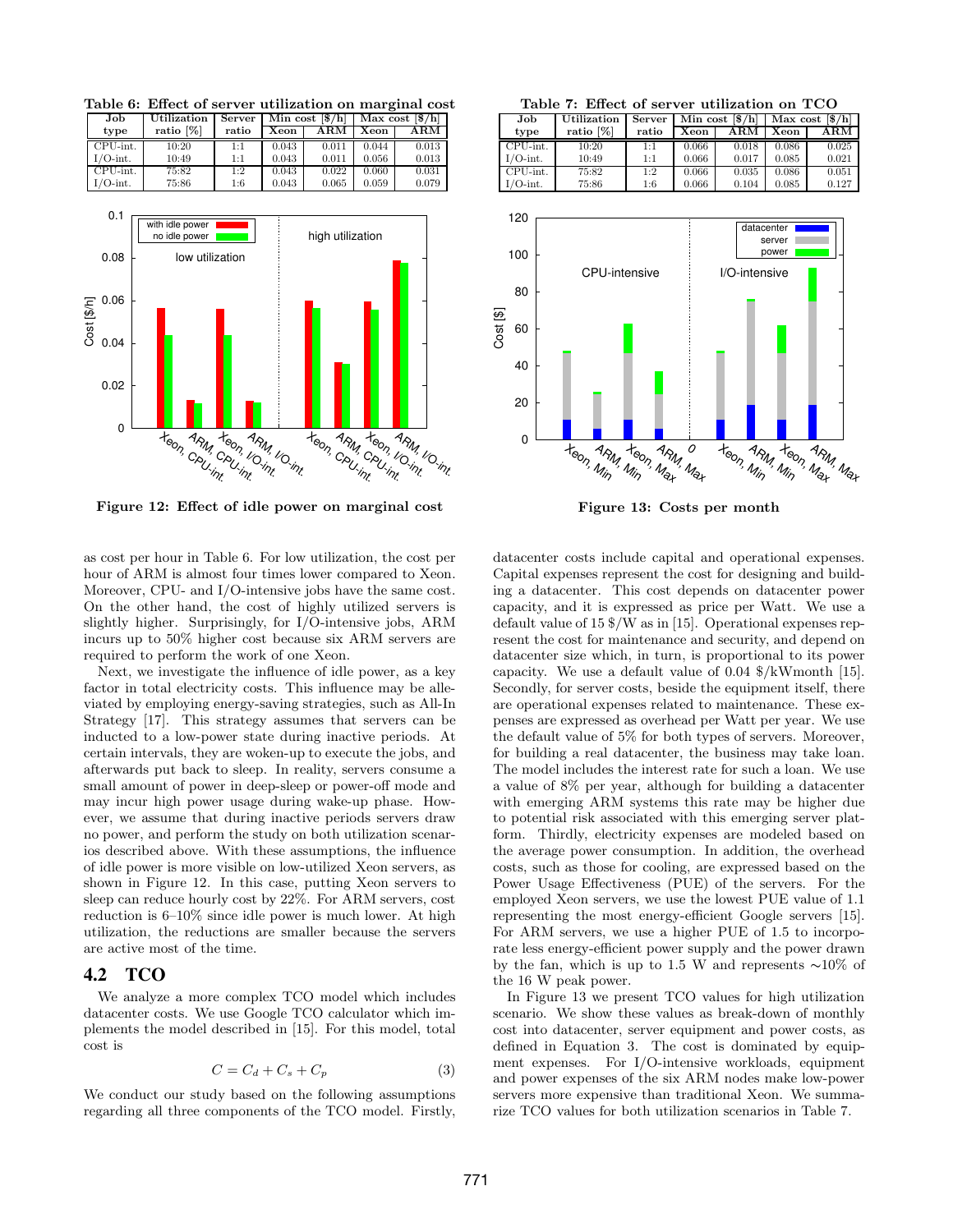**Table 6: Effect of server utilization on marginal cost**

| Job type | Utilization ratio [%] | Server ratio | Min cost [$/h] | | Max cost [$/h] | |
|---|---|---|---|---|---|---|
| | | | Xeon | ARM | Xeon | ARM |
| CPU-int. | 10:20 | 1:1 | 0.043 | 0.011 | 0.044 | 0.013 |
| I/O-int. | 10:49 | 1:1 | 0.043 | 0.011 | 0.056 | 0.013 |
| CPU-int. | 75:82 | 1:2 | 0.043 | 0.022 | 0.060 | 0.031 |
| I/O-int. | 75:86 | 1:6 | 0.043 | 0.065 | 0.059 | 0.079 |

Figure 12: Effect of idle power on marginal cost

**Table 7: Effect of server utilization on TCO**

| Job type | Utilization ratio [%] | Server ratio | Min cost [$/h] | | Max cost [$/h] | |
|---|---|---|---|---|---|---|
| | | | Xeon | ARM | Xeon | ARM |
| CPU-int. | 10:20 | 1:1 | 0.066 | 0.018 | 0.086 | 0.025 |
| I/O-int. | 10:49 | 1:1 | 0.066 | 0.017 | 0.085 | 0.021 |
| CPU-int. | 75:82 | 1:2 | 0.066 | 0.035 | 0.086 | 0.051 |
| I/O-int. | 75:86 | 1:6 | 0.066 | 0.104 | 0.085 | 0.127 |

Figure 13: Costs per month

as cost per hour in Table 6. For low utilization, the cost per hour of ARM is almost four times lower compared to Xeon. Moreover, CPU- and I/O-intensive jobs have the same cost. On the other hand, the cost of highly utilized servers is slightly higher. Surprisingly, for I/O-intensive jobs, ARM incurs up to 50% higher cost because six ARM servers are required to perform the work of one Xeon.

Next, we investigate the influence of idle power, as a key factor in total electricity costs. This influence may be alleviated by employing energy-saving strategies, such as All-In Strategy [17]. This strategy assumes that servers can be inducted to a low-power state during inactive periods. At certain intervals, they are woken-up to execute the jobs, and afterwards put back to sleep. In reality, servers consume a small amount of power in deep-sleep or power-off mode and may incur high power usage during wake-up phase. However, we assume that during inactive periods servers draw no power, and perform the study on both utilization scenarios described above. With these assumptions, the influence of idle power is more visible on low-utilized Xeon servers, as shown in Figure 12. In this case, putting Xeon servers to sleep can reduce hourly cost by 22%. For ARM servers, cost reduction is 6–10% since idle power is much lower. At high utilization, the reductions are smaller because the servers are active most of the time.

## 4.2 TCO

We analyze a more complex TCO model which includes datacenter costs. We use Google TCO calculator which implements the model described in [15]. For this model, total cost is

$$C = C_d + C_s + C_p \tag{3}$$

We conduct our study based on the following assumptions regarding all three components of the TCO model. Firstly, datacenter costs include capital and operational expenses. Capital expenses represent the cost for designing and building a datacenter. This cost depends on datacenter power capacity, and it is expressed as price per Watt. We use a default value of 15 $/W as in [15]. Operational expenses represent the cost for maintenance and security, and depend on datacenter size which, in turn, is proportional to its power capacity. We use a default value of 0.04 $/kWmonth [15]. Secondly, for server costs, beside the equipment itself, there are operational expenses related to maintenance. These expenses are expressed as overhead per Watt per year. We use the default value of 5% for both types of servers. Moreover, for building a real datacenter, the business may take loan. The model includes the interest rate for such a loan. We use a value of 8% per year, although for building a datacenter with emerging ARM systems this rate may be higher due to potential risk associated with this emerging server platform. Thirdly, electricity expenses are modeled based on the average power consumption. In addition, the overhead costs, such as those for cooling, are expressed based on the Power Usage Effectiveness (PUE) of the servers. For the employed Xeon servers, we use the lowest PUE value of 1.1 representing the most energy-efficient Google servers [15]. For ARM servers, we use a higher PUE of 1.5 to incorporate less energy-efficient power supply and the power drawn by the fan, which is up to 1.5 W and represents ∼10% of the 16 W peak power.

In Figure 13 we present TCO values for high utilization scenario. We show these values as break-down of monthly cost into datacenter, server equipment and power costs, as defined in Equation 3. The cost is dominated by equipment expenses. For I/O-intensive workloads, equipment and power expenses of the six ARM nodes make low-power servers more expensive than traditional Xeon. We summarize TCO values for both utilization scenarios in Table 7.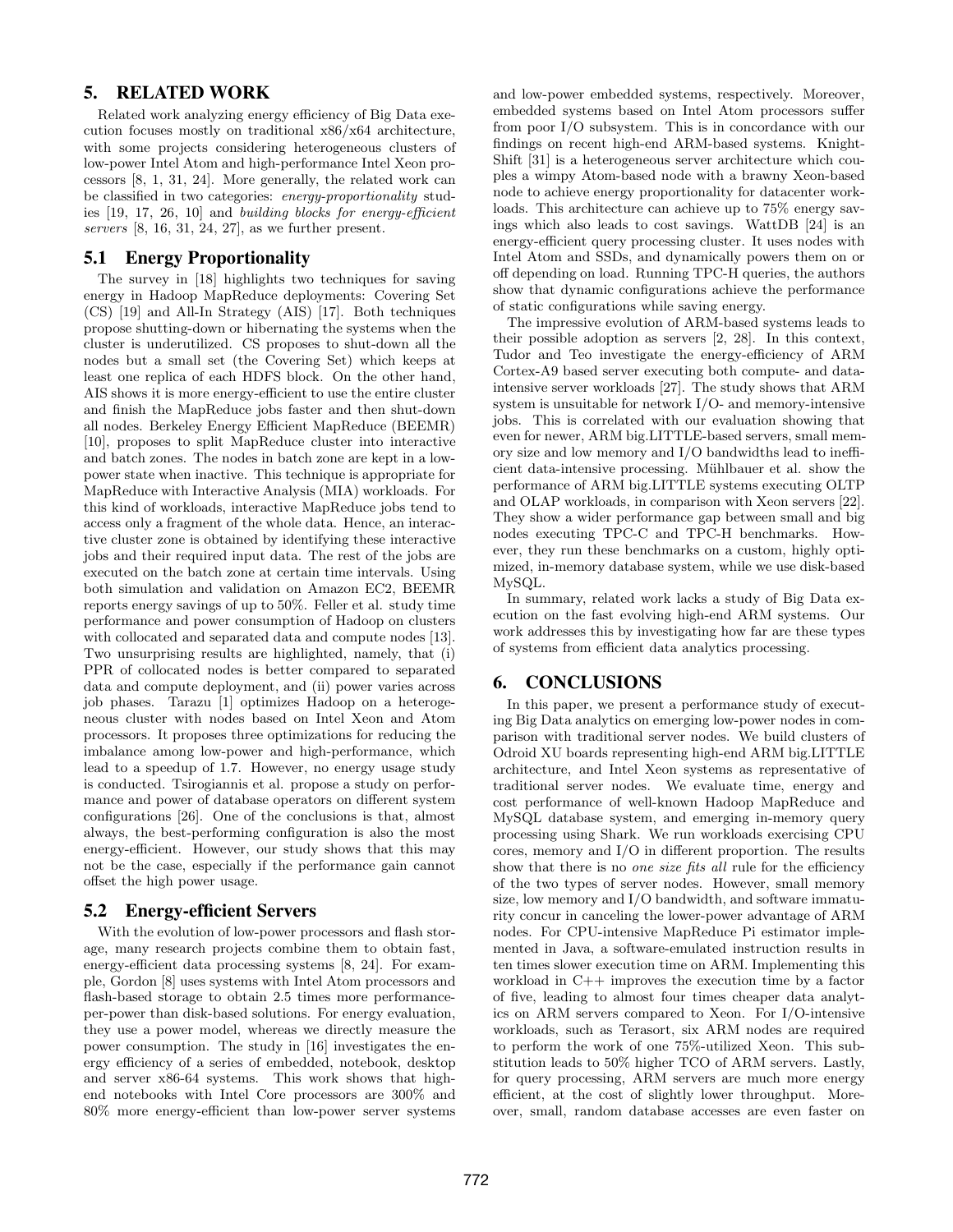## 5. RELATED WORK

Related work analyzing energy efficiency of Big Data execution focuses mostly on traditional x86/x64 architecture, with some projects considering heterogeneous clusters of low-power Intel Atom and high-performance Intel Xeon processors [8, 1, 31, 24]. More generally, the related work can be classified in two categories: *energy-proportionality* studies [19, 17, 26, 10] and *building blocks for energy-efficient servers* [8, 16, 31, 24, 27], as we further present.

### 5.1 Energy Proportionality

The survey in [18] highlights two techniques for saving energy in Hadoop MapReduce deployments: Covering Set (CS) [19] and All-In Strategy (AIS) [17]. Both techniques propose shutting-down or hibernating the systems when the cluster is underutilized. CS proposes to shut-down all the nodes but a small set (the Covering Set) which keeps at least one replica of each HDFS block. On the other hand, AIS shows it is more energy-efficient to use the entire cluster and finish the MapReduce jobs faster and then shut-down all nodes. Berkeley Energy Efficient MapReduce (BEEMR) [10], proposes to split MapReduce cluster into interactive and batch zones. The nodes in batch zone are kept in a low-power state when inactive. This technique is appropriate for MapReduce with Interactive Analysis (MIA) workloads. For this kind of workloads, interactive MapReduce jobs tend to access only a fragment of the whole data. Hence, an interactive cluster zone is obtained by identifying these interactive jobs and their required input data. The rest of the jobs are executed on the batch zone at certain time intervals. Using both simulation and validation on Amazon EC2, BEEMR reports energy savings of up to 50%. Feller et al. study time performance and power consumption of Hadoop on clusters with collocated and separated data and compute nodes [13]. Two unsurprising results are highlighted, namely, that (i) PPR of collocated nodes is better compared to separated data and compute deployment, and (ii) power varies across job phases. Tarazu [1] optimizes Hadoop on a heterogeneous cluster with nodes based on Intel Xeon and Atom processors. It proposes three optimizations for reducing the imbalance among low-power and high-performance, which lead to a speedup of 1.7. However, no energy usage study is conducted. Tsirogiannis et al. propose a study on performance and power of database operators on different system configurations [26]. One of the conclusions is that, almost always, the best-performing configuration is also the most energy-efficient. However, our study shows that this may not be the case, especially if the performance gain cannot offset the high power usage.

### 5.2 Energy-efficient Servers

With the evolution of low-power processors and flash storage, many research projects combine them to obtain fast, energy-efficient data processing systems [8, 24]. For example, Gordon [8] uses systems with Intel Atom processors and flash-based storage to obtain 2.5 times more performance-per-power than disk-based solutions. For energy evaluation, they use a power model, whereas we directly measure the power consumption. The study in [16] investigates the energy efficiency of a series of embedded, notebook, desktop and server x86-64 systems. This work shows that high-end notebooks with Intel Core processors are 300% and 80% more energy-efficient than low-power server systems and low-power embedded systems, respectively. Moreover, embedded systems based on Intel Atom processors suffer from poor I/O subsystem. This is in concordance with our findings on recent high-end ARM-based systems. KnightShift [31] is a heterogeneous server architecture which couples a wimpy Atom-based node with a brawny Xeon-based node to achieve energy proportionality for datacenter workloads. This architecture can achieve up to 75% energy savings which also leads to cost savings. WattDB [24] is an energy-efficient query processing cluster. It uses nodes with Intel Atom and SSDs, and dynamically powers them on or off depending on load. Running TPC-H queries, the authors show that dynamic configurations achieve the performance of static configurations while saving energy.

The impressive evolution of ARM-based systems leads to their possible adoption as servers [2, 28]. In this context, Tudor and Teo investigate the energy-efficiency of ARM Cortex-A9 based server executing both compute- and data-intensive server workloads [27]. The study shows that ARM system is unsuitable for network I/O- and memory-intensive jobs. This is correlated with our evaluation showing that even for newer, ARM big.LITTLE-based servers, small memory size and low memory and I/O bandwidths lead to inefficient data-intensive processing. Mühlbauer et al. show the performance of ARM big.LITTLE systems executing OLTP and OLAP workloads, in comparison with Xeon servers [22]. They show a wider performance gap between small and big nodes executing TPC-C and TPC-H benchmarks. However, they run these benchmarks on a custom, highly optimized, in-memory database system, while we use disk-based MySQL.

In summary, related work lacks a study of Big Data execution on the fast evolving high-end ARM systems. Our work addresses this by investigating how far are these types of systems from efficient data analytics processing.

## 6. CONCLUSIONS

In this paper, we present a performance study of executing Big Data analytics on emerging low-power nodes in comparison with traditional server nodes. We build clusters of Odroid XU boards representing high-end ARM big.LITTLE architecture, and Intel Xeon systems as representative of traditional server nodes. We evaluate time, energy and cost performance of well-known Hadoop MapReduce and MySQL database system, and emerging in-memory query processing using Shark. We run workloads exercising CPU cores, memory and I/O in different proportion. The results show that there is no *one size fits all* rule for the efficiency of the two types of server nodes. However, small memory size, low memory and I/O bandwidth, and software immaturity concur in canceling the lower-power advantage of ARM nodes. For CPU-intensive MapReduce Pi estimator implemented in Java, a software-emulated instruction results in ten times slower execution time on ARM. Implementing this workload in C++ improves the execution time by a factor of five, leading to almost four times cheaper data analytics on ARM servers compared to Xeon. For I/O-intensive workloads, such as Terasort, six ARM nodes are required to perform the work of one 75%-utilized Xeon. This substitution leads to 50% higher TCO of ARM servers. Lastly, for query processing, ARM servers are much more energy efficient, at the cost of slightly lower throughput. Moreover, small, random database accesses are even faster on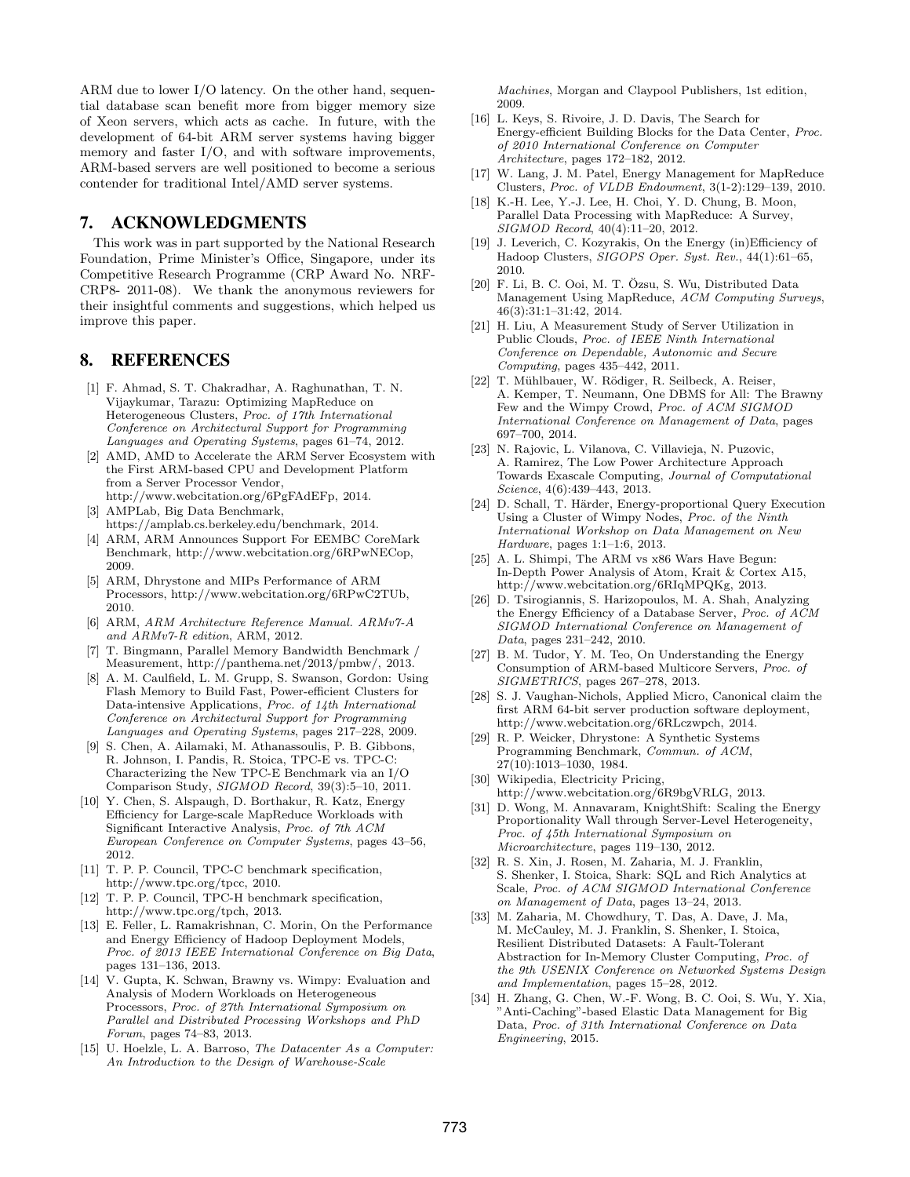ARM due to lower I/O latency. On the other hand, sequential database scan benefit more from bigger memory size of Xeon servers, which acts as cache. In future, with the development of 64-bit ARM server systems having bigger memory and faster I/O, and with software improvements, ARM-based servers are well positioned to become a serious contender for traditional Intel/AMD server systems.

## 7. ACKNOWLEDGMENTS

This work was in part supported by the National Research Foundation, Prime Minister's Office, Singapore, under its Competitive Research Programme (CRP Award No. NRF-CRP8- 2011-08). We thank the anonymous reviewers for their insightful comments and suggestions, which helped us improve this paper.

## 8. REFERENCES

- [1] F. Ahmad, S. T. Chakradhar, A. Raghunathan, T. N. Vijaykumar, Tarazu: Optimizing MapReduce on Heterogeneous Clusters, *Proc. of 17th International Conference on Architectural Support for Programming Languages and Operating Systems*, pages 61–74, 2012.
- [2] AMD, AMD to Accelerate the ARM Server Ecosystem with the First ARM-based CPU and Development Platform from a Server Processor Vendor, http://www.webcitation.org/6PgFAdEFp, 2014.
- [3] AMPLab, Big Data Benchmark, https://amplab.cs.berkeley.edu/benchmark, 2014.
- [4] ARM, ARM Announces Support For EEMBC CoreMark Benchmark, http://www.webcitation.org/6RPwNECop, 2009.
- [5] ARM, Dhrystone and MIPs Performance of ARM Processors, http://www.webcitation.org/6RPwC2TUb, 2010.
- [6] ARM, *ARM Architecture Reference Manual. ARMv7-A and ARMv7-R edition*, ARM, 2012.
- [7] T. Bingmann, Parallel Memory Bandwidth Benchmark / Measurement, http://panthema.net/2013/pmbw/, 2013.
- [8] A. M. Caulfield, L. M. Grupp, S. Swanson, Gordon: Using Flash Memory to Build Fast, Power-efficient Clusters for Data-intensive Applications, *Proc. of 14th International Conference on Architectural Support for Programming Languages and Operating Systems*, pages 217–228, 2009.
- [9] S. Chen, A. Ailamaki, M. Athanassoulis, P. B. Gibbons, R. Johnson, I. Pandis, R. Stoica, TPC-E vs. TPC-C: Characterizing the New TPC-E Benchmark via an I/O Comparison Study, *SIGMOD Record*, 39(3):5–10, 2011.
- [10] Y. Chen, S. Alspaugh, D. Borthakur, R. Katz, Energy Efficiency for Large-scale MapReduce Workloads with Significant Interactive Analysis, *Proc. of 7th ACM European Conference on Computer Systems*, pages 43–56, 2012.
- [11] T. P. P. Council, TPC-C benchmark specification, http://www.tpc.org/tpcc, 2010.
- [12] T. P. P. Council, TPC-H benchmark specification, http://www.tpc.org/tpch, 2013.
- [13] E. Feller, L. Ramakrishnan, C. Morin, On the Performance and Energy Efficiency of Hadoop Deployment Models, *Proc. of 2013 IEEE International Conference on Big Data*, pages 131–136, 2013.
- [14] V. Gupta, K. Schwan, Brawny vs. Wimpy: Evaluation and Analysis of Modern Workloads on Heterogeneous Processors, *Proc. of 27th International Symposium on Parallel and Distributed Processing Workshops and PhD Forum*, pages 74–83, 2013.
- [15] U. Hoelzle, L. A. Barroso, *The Datacenter As a Computer: An Introduction to the Design of Warehouse-Scale Machines*, Morgan and Claypool Publishers, 1st edition, 2009.
- [16] L. Keys, S. Rivoire, J. D. Davis, The Search for Energy-efficient Building Blocks for the Data Center, *Proc. of 2010 International Conference on Computer Architecture*, pages 172–182, 2012.
- [17] W. Lang, J. M. Patel, Energy Management for MapReduce Clusters, *Proc. of VLDB Endowment*, 3(1-2):129–139, 2010.
- [18] K.-H. Lee, Y.-J. Lee, H. Choi, Y. D. Chung, B. Moon, Parallel Data Processing with MapReduce: A Survey, *SIGMOD Record*, 40(4):11–20, 2012.
- [19] J. Leverich, C. Kozyrakis, On the Energy (in)Efficiency of Hadoop Clusters, *SIGOPS Oper. Syst. Rev.*, 44(1):61–65, 2010.
- [20] F. Li, B. C. Ooi, M. T. Özsu, S. Wu, Distributed Data Management Using MapReduce, *ACM Computing Surveys*, 46(3):31:1–31:42, 2014.
- [21] H. Liu, A Measurement Study of Server Utilization in Public Clouds, *Proc. of IEEE Ninth International Conference on Dependable, Autonomic and Secure Computing*, pages 435–442, 2011.
- [22] T. Mühlbauer, W. Rödiger, R. Seilbeck, A. Reiser, A. Kemper, T. Neumann, One DBMS for All: The Brawny Few and the Wimpy Crowd, *Proc. of ACM SIGMOD International Conference on Management of Data*, pages 697–700, 2014.
- [23] N. Rajovic, L. Vilanova, C. Villavieja, N. Puzovic, A. Ramirez, The Low Power Architecture Approach Towards Exascale Computing, *Journal of Computational Science*, 4(6):439–443, 2013.
- [24] D. Schall, T. Härder, Energy-proportional Query Execution Using a Cluster of Wimpy Nodes, *Proc. of the Ninth International Workshop on Data Management on New Hardware*, pages 1:1–1:6, 2013.
- [25] A. L. Shimpi, The ARM vs x86 Wars Have Begun: In-Depth Power Analysis of Atom, Krait & Cortex A15, http://www.webcitation.org/6RIqMPQKg, 2013.
- [26] D. Tsirogiannis, S. Harizopoulos, M. A. Shah, Analyzing the Energy Efficiency of a Database Server, *Proc. of ACM SIGMOD International Conference on Management of Data*, pages 231–242, 2010.
- [27] B. M. Tudor, Y. M. Teo, On Understanding the Energy Consumption of ARM-based Multicore Servers, *Proc. of SIGMETRICS*, pages 267–278, 2013.
- [28] S. J. Vaughan-Nichols, Applied Micro, Canonical claim the first ARM 64-bit server production software deployment, http://www.webcitation.org/6RLczwpch, 2014.
- [29] R. P. Weicker, Dhrystone: A Synthetic Systems Programming Benchmark, *Commun. of ACM*, 27(10):1013–1030, 1984.
- [30] Wikipedia, Electricity Pricing, http://www.webcitation.org/6R9bgVRLG, 2013.
- [31] D. Wong, M. Annavaram, KnightShift: Scaling the Energy Proportionality Wall through Server-Level Heterogeneity, *Proc. of 45th International Symposium on Microarchitecture*, pages 119–130, 2012.
- [32] R. S. Xin, J. Rosen, M. Zaharia, M. J. Franklin, S. Shenker, I. Stoica, Shark: SQL and Rich Analytics at Scale, *Proc. of ACM SIGMOD International Conference on Management of Data*, pages 13–24, 2013.
- [33] M. Zaharia, M. Chowdhury, T. Das, A. Dave, J. Ma, M. McCauley, M. J. Franklin, S. Shenker, I. Stoica, Resilient Distributed Datasets: A Fault-Tolerant Abstraction for In-Memory Cluster Computing, *Proc. of the 9th USENIX Conference on Networked Systems Design and Implementation*, pages 15–28, 2012.
- [34] H. Zhang, G. Chen, W.-F. Wong, B. C. Ooi, S. Wu, Y. Xia, "Anti-Caching"-based Elastic Data Management for Big Data, *Proc. of 31th International Conference on Data Engineering*, 2015.